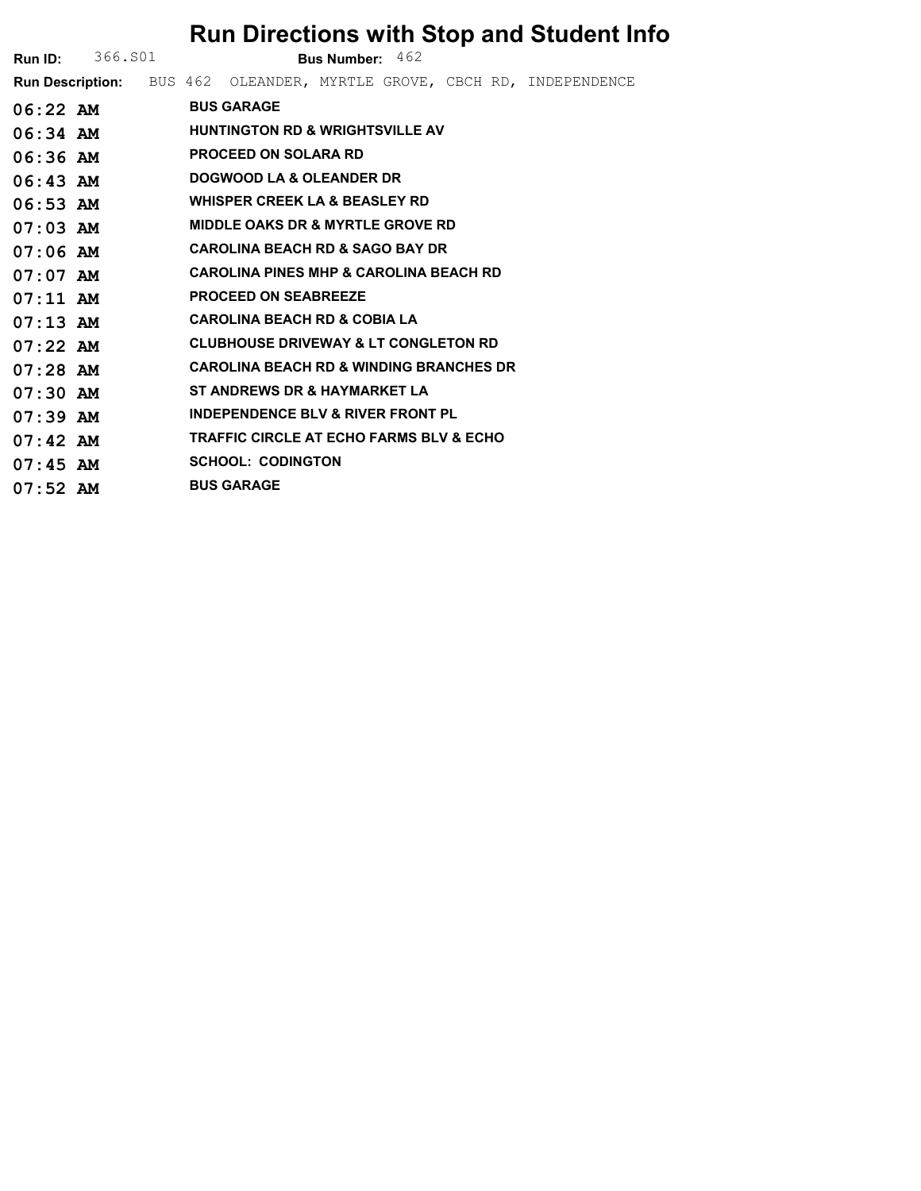# Run Directions with Stop and Student Info

**Run ID:** 366.S01 **Bus Number:** 462

**Run Description:** BUS 462 OLEANDER, MYRTLE GROVE, CBCH RD, INDEPENDENCE

| | |
|---|---|
| 06:22 AM | BUS GARAGE |
| 06:34 AM | HUNTINGTON RD & WRIGHTSVILLE AV |
| 06:36 AM | PROCEED ON SOLARA RD |
| 06:43 AM | DOGWOOD LA & OLEANDER DR |
| 06:53 AM | WHISPER CREEK LA & BEASLEY RD |
| 07:03 AM | MIDDLE OAKS DR & MYRTLE GROVE RD |
| 07:06 AM | CAROLINA BEACH RD & SAGO BAY DR |
| 07:07 AM | CAROLINA PINES MHP & CAROLINA BEACH RD |
| 07:11 AM | PROCEED ON SEABREEZE |
| 07:13 AM | CAROLINA BEACH RD & COBIA LA |
| 07:22 AM | CLUBHOUSE DRIVEWAY & LT CONGLETON RD |
| 07:28 AM | CAROLINA BEACH RD & WINDING BRANCHES DR |
| 07:30 AM | ST ANDREWS DR & HAYMARKET LA |
| 07:39 AM | INDEPENDENCE BLV & RIVER FRONT PL |
| 07:42 AM | TRAFFIC CIRCLE AT ECHO FARMS BLV & ECHO |
| 07:45 AM | SCHOOL: CODINGTON |
| 07:52 AM | BUS GARAGE |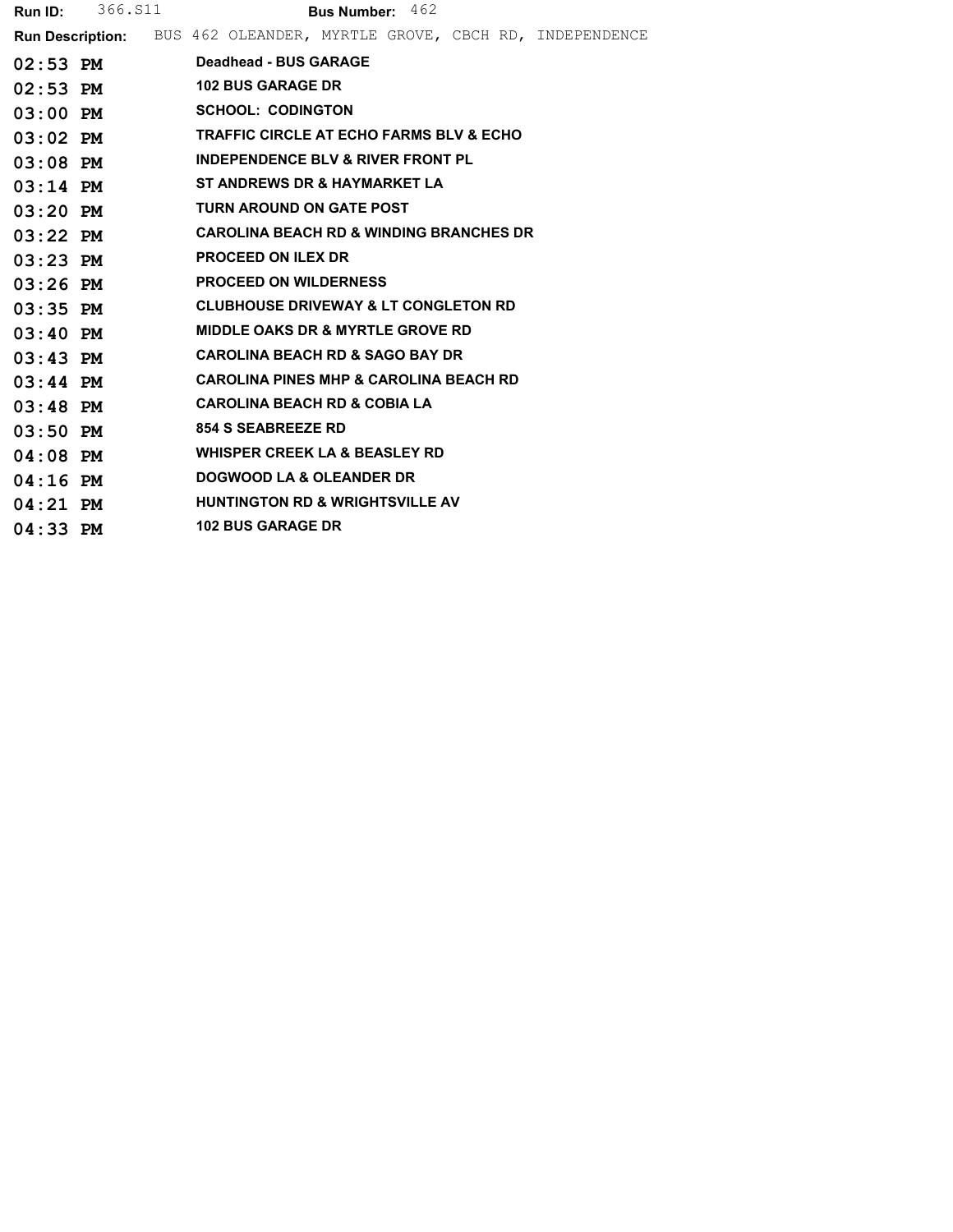**Run ID:** 366.S11 **Bus Number:** 462

**Run Description:** BUS 462 OLEANDER, MYRTLE GROVE, CBCH RD, INDEPENDENCE

| | |
|---|---|
| **02:53 PM** | **Deadhead - BUS GARAGE** |
| **02:53 PM** | **102 BUS GARAGE DR** |
| **03:00 PM** | **SCHOOL: CODINGTON** |
| **03:02 PM** | **TRAFFIC CIRCLE AT ECHO FARMS BLV & ECHO** |
| **03:08 PM** | **INDEPENDENCE BLV & RIVER FRONT PL** |
| **03:14 PM** | **ST ANDREWS DR & HAYMARKET LA** |
| **03:20 PM** | **TURN AROUND ON GATE POST** |
| **03:22 PM** | **CAROLINA BEACH RD & WINDING BRANCHES DR** |
| **03:23 PM** | **PROCEED ON ILEX DR** |
| **03:26 PM** | **PROCEED ON WILDERNESS** |
| **03:35 PM** | **CLUBHOUSE DRIVEWAY & LT CONGLETON RD** |
| **03:40 PM** | **MIDDLE OAKS DR & MYRTLE GROVE RD** |
| **03:43 PM** | **CAROLINA BEACH RD & SAGO BAY DR** |
| **03:44 PM** | **CAROLINA PINES MHP & CAROLINA BEACH RD** |
| **03:48 PM** | **CAROLINA BEACH RD & COBIA LA** |
| **03:50 PM** | **854 S SEABREEZE RD** |
| **04:08 PM** | **WHISPER CREEK LA & BEASLEY RD** |
| **04:16 PM** | **DOGWOOD LA & OLEANDER DR** |
| **04:21 PM** | **HUNTINGTON RD & WRIGHTSVILLE AV** |
| **04:33 PM** | **102 BUS GARAGE DR** |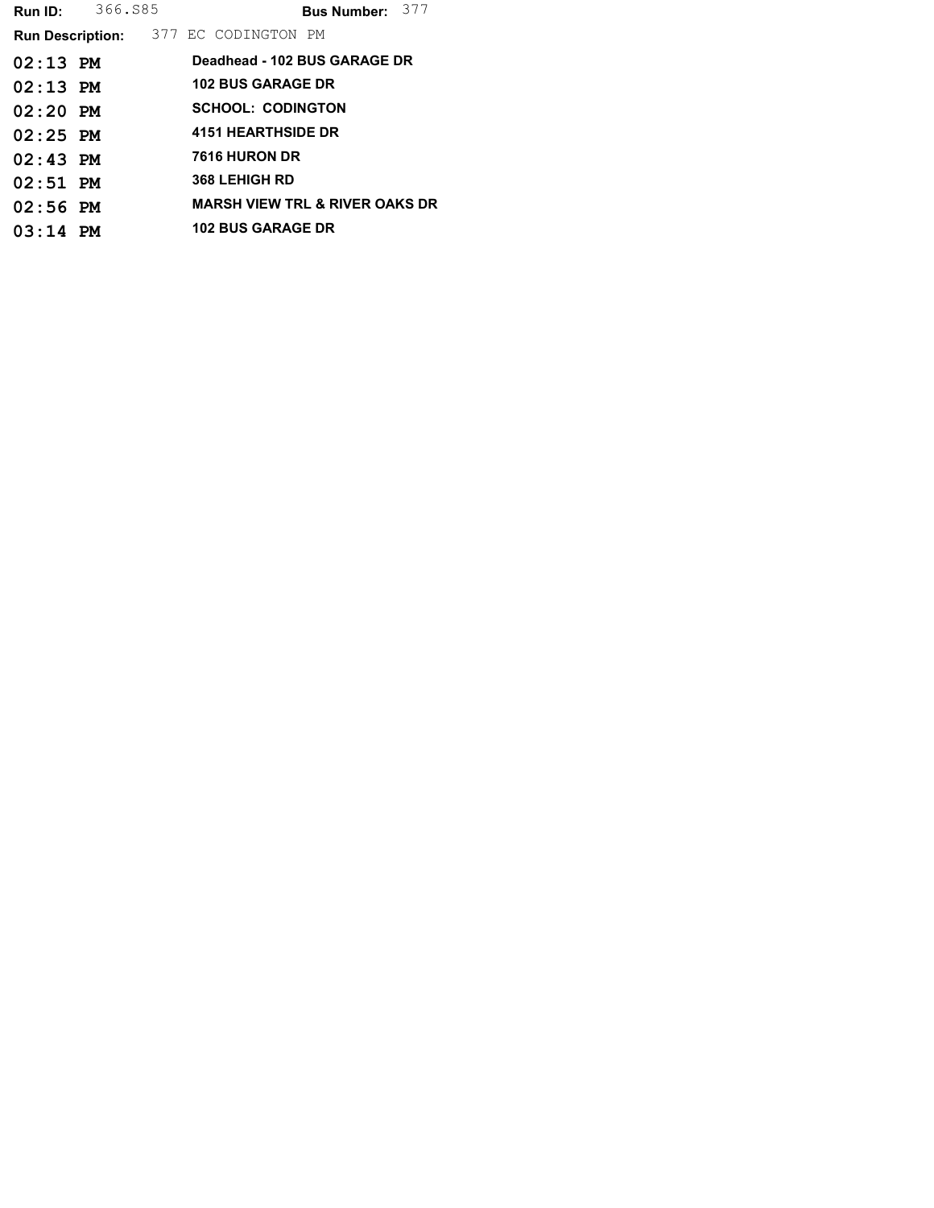**Run ID:** 366.S85 **Bus Number:** 377

**Run Description:** 377 EC CODINGTON PM

| | |
|---|---|
| **02:13 PM** | **Deadhead - 102 BUS GARAGE DR** |
| **02:13 PM** | **102 BUS GARAGE DR** |
| **02:20 PM** | **SCHOOL: CODINGTON** |
| **02:25 PM** | **4151 HEARTHSIDE DR** |
| **02:43 PM** | **7616 HURON DR** |
| **02:51 PM** | **368 LEHIGH RD** |
| **02:56 PM** | **MARSH VIEW TRL & RIVER OAKS DR** |
| **03:14 PM** | **102 BUS GARAGE DR** |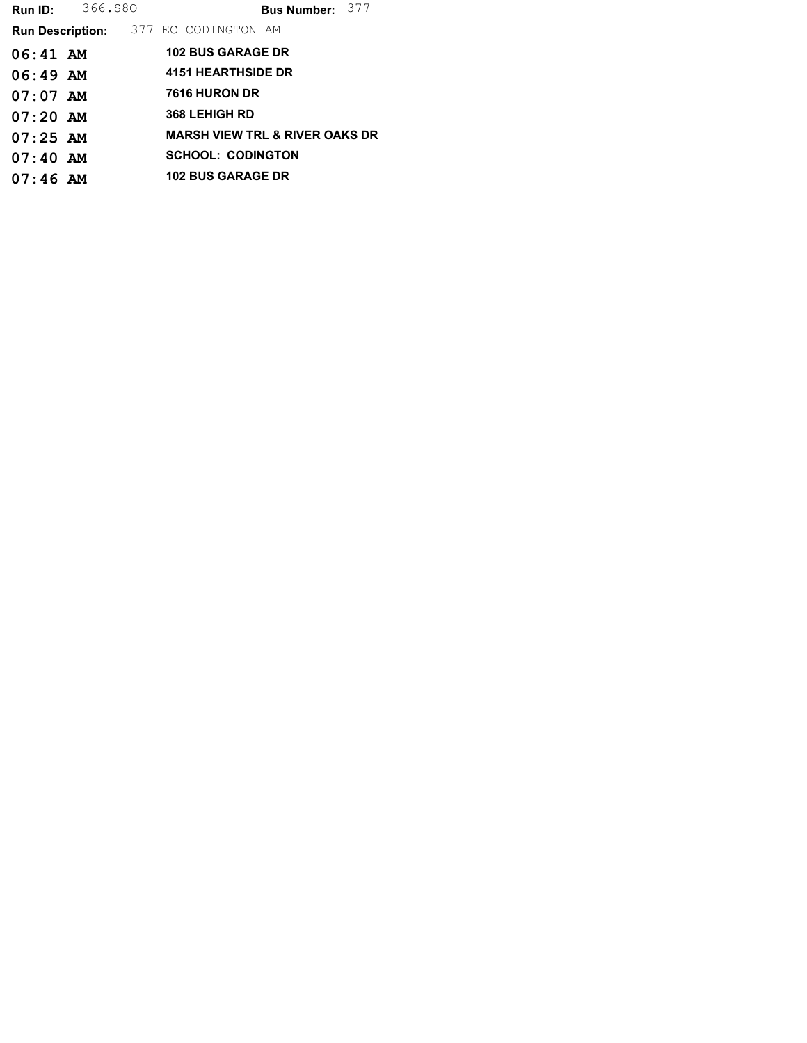**Run ID:** 366.S8O **Bus Number:** 377

**Run Description:** 377 EC CODINGTON AM

| | |
|---|---|
| **06:41 AM** | **102 BUS GARAGE DR** |
| **06:49 AM** | **4151 HEARTHSIDE DR** |
| **07:07 AM** | **7616 HURON DR** |
| **07:20 AM** | **368 LEHIGH RD** |
| **07:25 AM** | **MARSH VIEW TRL & RIVER OAKS DR** |
| **07:40 AM** | **SCHOOL: CODINGTON** |
| **07:46 AM** | **102 BUS GARAGE DR** |